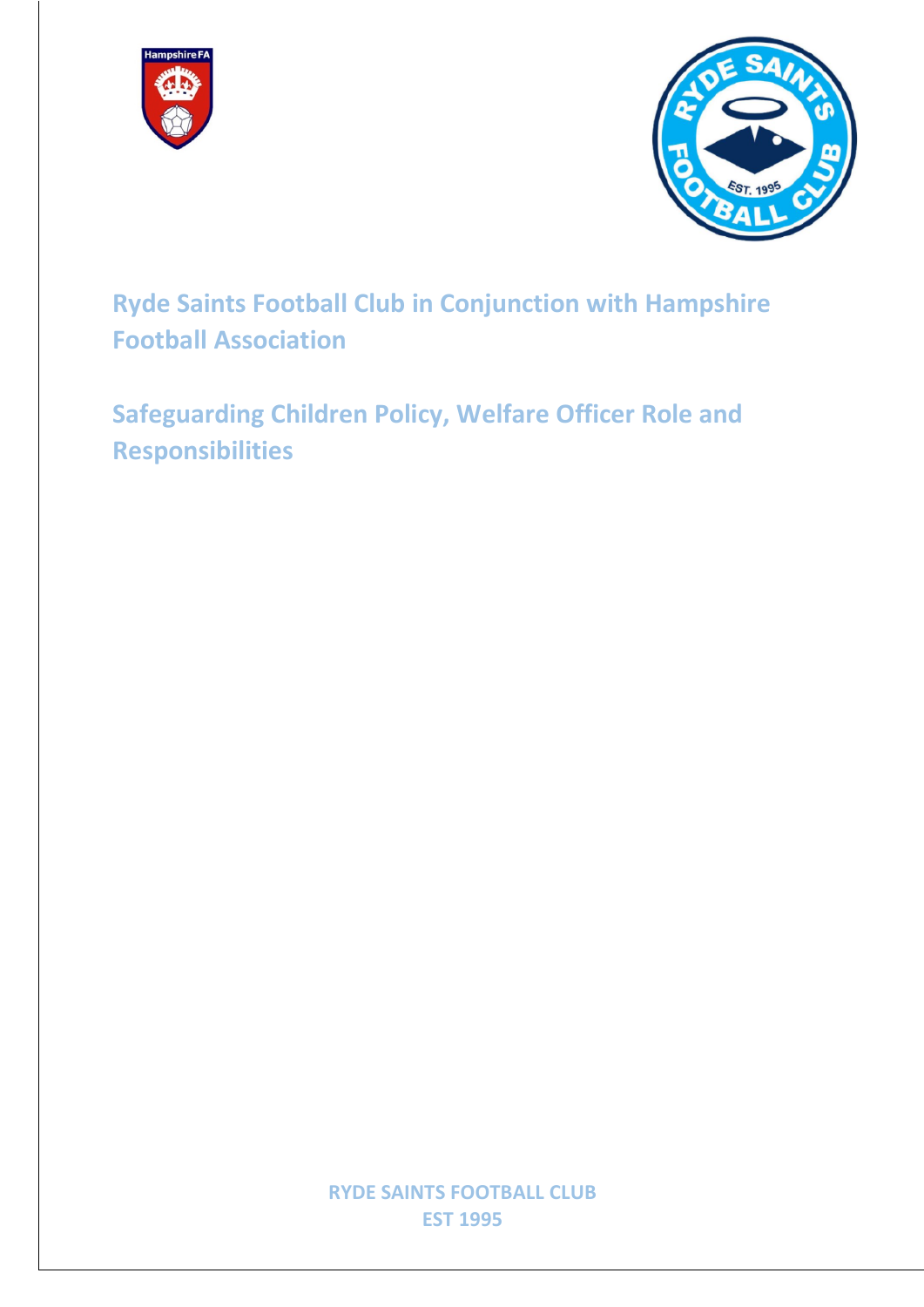# Ryde Saints Football Club in Conjunction with Hampshire Football Association

## Safeguarding Children Policy, Welfare Officer Role and Responsibilities

RYDE SAINTS FOOTBALL CLUB
EST 1995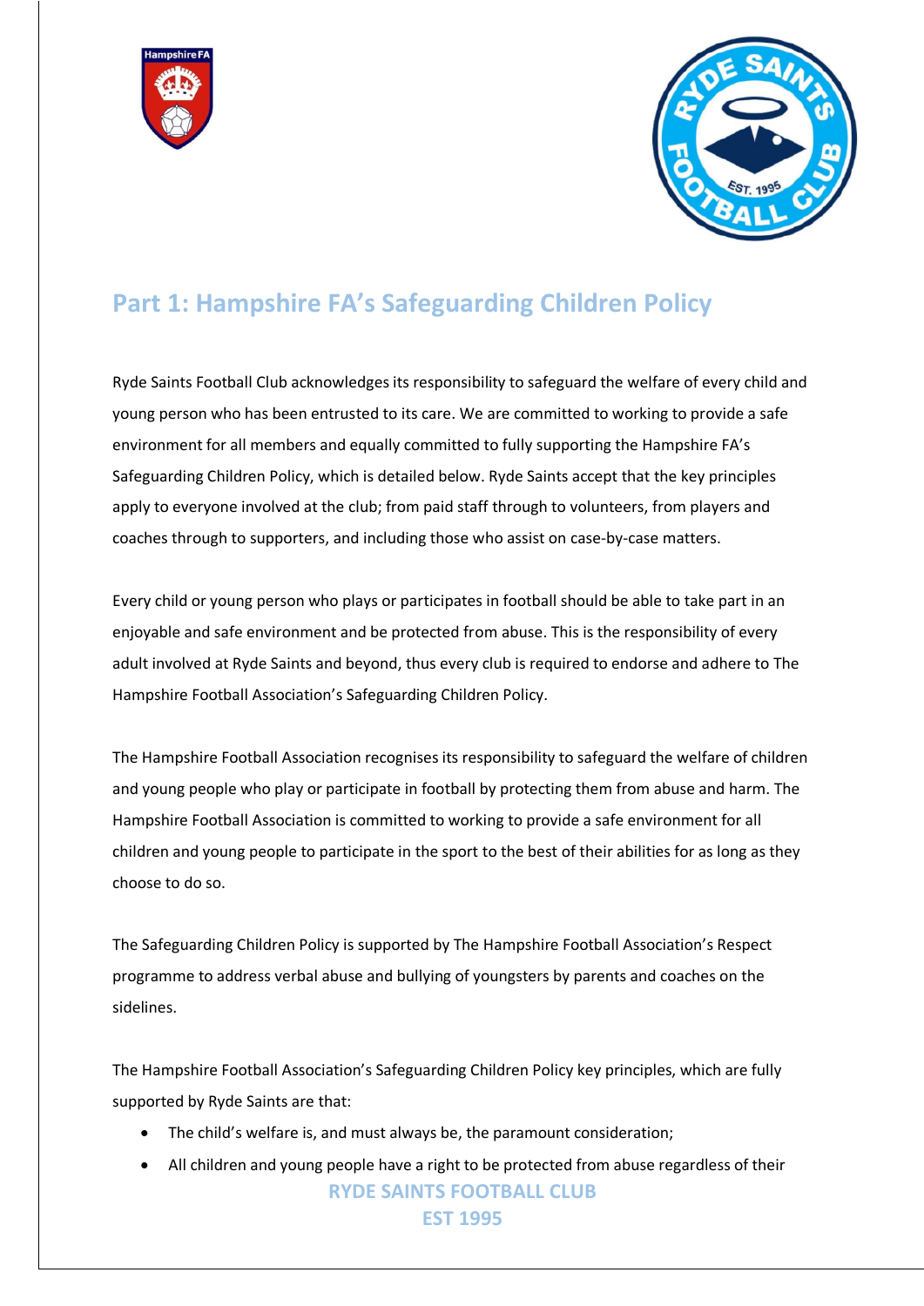## Part 1: Hampshire FA's Safeguarding Children Policy

Ryde Saints Football Club acknowledges its responsibility to safeguard the welfare of every child and young person who has been entrusted to its care. We are committed to working to provide a safe environment for all members and equally committed to fully supporting the Hampshire FA's Safeguarding Children Policy, which is detailed below. Ryde Saints accept that the key principles apply to everyone involved at the club; from paid staff through to volunteers, from players and coaches through to supporters, and including those who assist on case-by-case matters.

Every child or young person who plays or participates in football should be able to take part in an enjoyable and safe environment and be protected from abuse. This is the responsibility of every adult involved at Ryde Saints and beyond, thus every club is required to endorse and adhere to The Hampshire Football Association's Safeguarding Children Policy.

The Hampshire Football Association recognises its responsibility to safeguard the welfare of children and young people who play or participate in football by protecting them from abuse and harm. The Hampshire Football Association is committed to working to provide a safe environment for all children and young people to participate in the sport to the best of their abilities for as long as they choose to do so.

The Safeguarding Children Policy is supported by The Hampshire Football Association's Respect programme to address verbal abuse and bullying of youngsters by parents and coaches on the sidelines.

The Hampshire Football Association's Safeguarding Children Policy key principles, which are fully supported by Ryde Saints are that:

- The child's welfare is, and must always be, the paramount consideration;
- All children and young people have a right to be protected from abuse regardless of their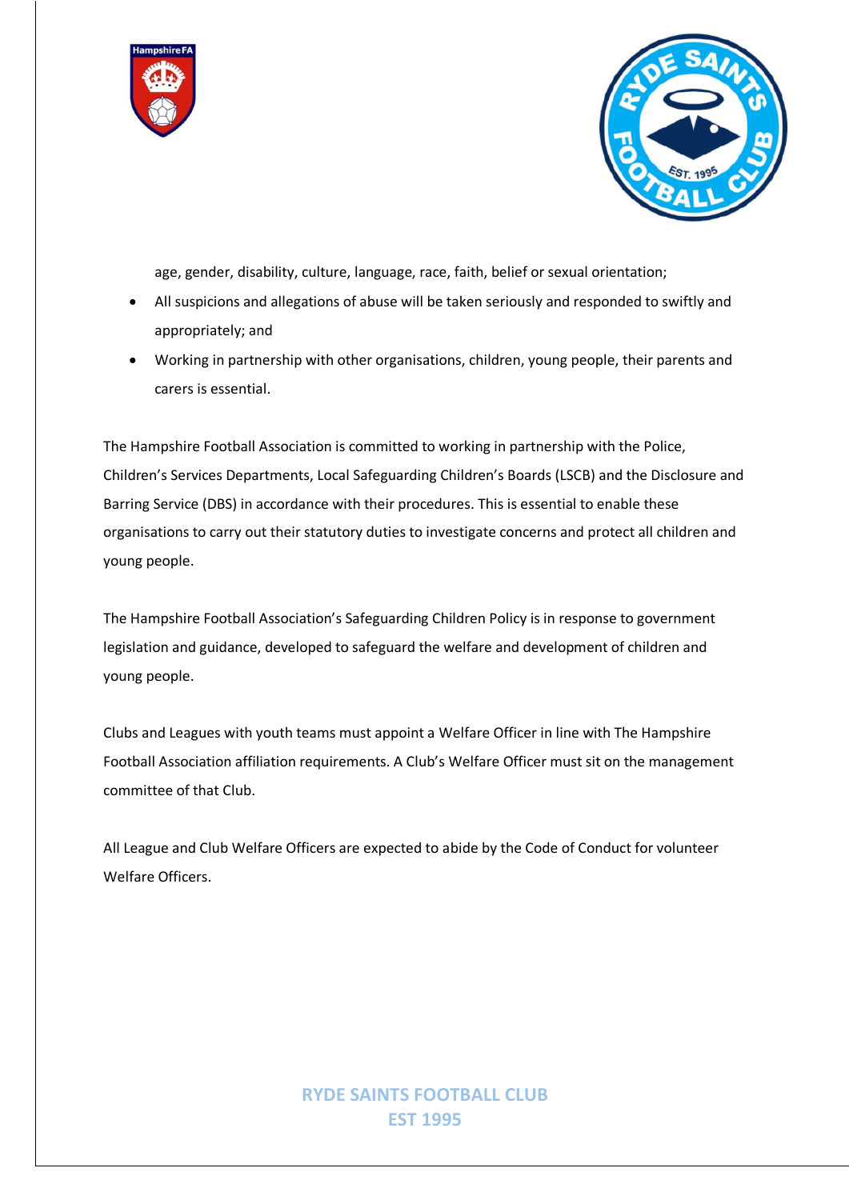age, gender, disability, culture, language, race, faith, belief or sexual orientation;

- All suspicions and allegations of abuse will be taken seriously and responded to swiftly and appropriately; and
- Working in partnership with other organisations, children, young people, their parents and carers is essential.

The Hampshire Football Association is committed to working in partnership with the Police, Children's Services Departments, Local Safeguarding Children's Boards (LSCB) and the Disclosure and Barring Service (DBS) in accordance with their procedures. This is essential to enable these organisations to carry out their statutory duties to investigate concerns and protect all children and young people.

The Hampshire Football Association's Safeguarding Children Policy is in response to government legislation and guidance, developed to safeguard the welfare and development of children and young people.

Clubs and Leagues with youth teams must appoint a Welfare Officer in line with The Hampshire Football Association affiliation requirements. A Club's Welfare Officer must sit on the management committee of that Club.

All League and Club Welfare Officers are expected to abide by the Code of Conduct for volunteer Welfare Officers.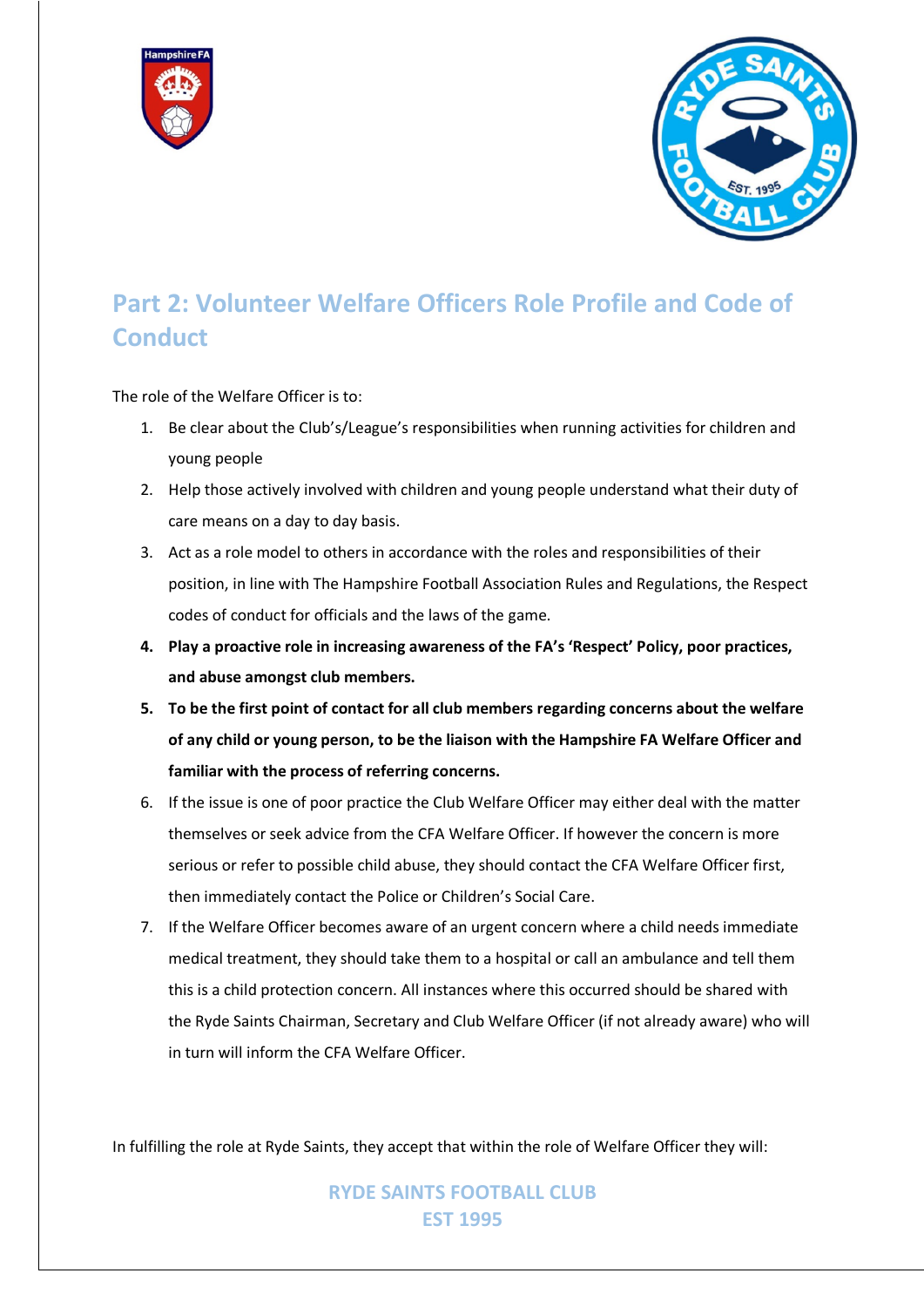## Part 2: Volunteer Welfare Officers Role Profile and Code of Conduct

The role of the Welfare Officer is to:

1. Be clear about the Club's/League's responsibilities when running activities for children and young people
2. Help those actively involved with children and young people understand what their duty of care means on a day to day basis.
3. Act as a role model to others in accordance with the roles and responsibilities of their position, in line with The Hampshire Football Association Rules and Regulations, the Respect codes of conduct for officials and the laws of the game.
4. **Play a proactive role in increasing awareness of the FA's 'Respect' Policy, poor practices, and abuse amongst club members.**
5. **To be the first point of contact for all club members regarding concerns about the welfare of any child or young person, to be the liaison with the Hampshire FA Welfare Officer and familiar with the process of referring concerns.**
6. If the issue is one of poor practice the Club Welfare Officer may either deal with the matter themselves or seek advice from the CFA Welfare Officer. If however the concern is more serious or refer to possible child abuse, they should contact the CFA Welfare Officer first, then immediately contact the Police or Children's Social Care.
7. If the Welfare Officer becomes aware of an urgent concern where a child needs immediate medical treatment, they should take them to a hospital or call an ambulance and tell them this is a child protection concern. All instances where this occurred should be shared with the Ryde Saints Chairman, Secretary and Club Welfare Officer (if not already aware) who will in turn will inform the CFA Welfare Officer.

In fulfilling the role at Ryde Saints, they accept that within the role of Welfare Officer they will: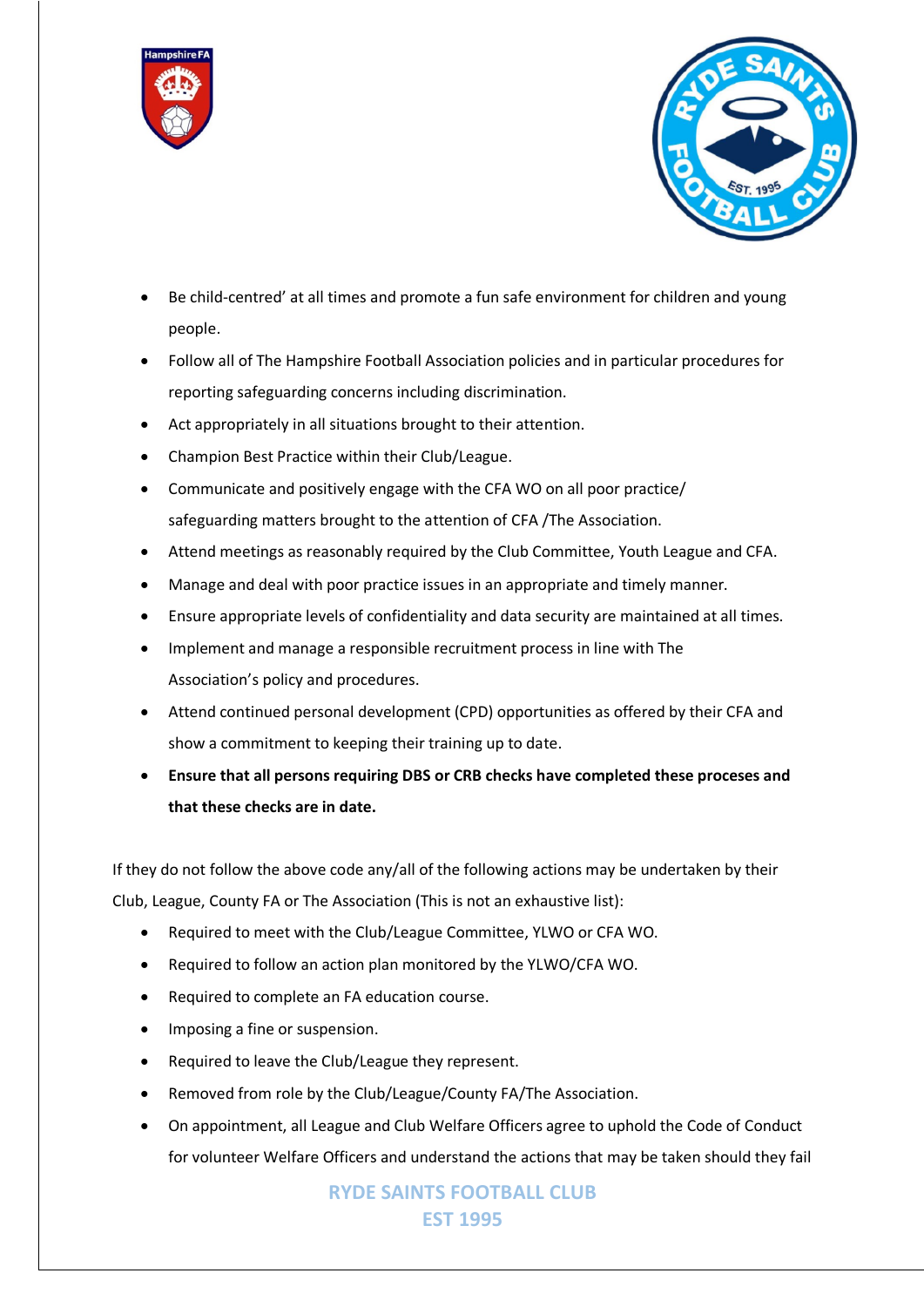- Be child-centred' at all times and promote a fun safe environment for children and young people.
- Follow all of The Hampshire Football Association policies and in particular procedures for reporting safeguarding concerns including discrimination.
- Act appropriately in all situations brought to their attention.
- Champion Best Practice within their Club/League.
- Communicate and positively engage with the CFA WO on all poor practice/ safeguarding matters brought to the attention of CFA /The Association.
- Attend meetings as reasonably required by the Club Committee, Youth League and CFA.
- Manage and deal with poor practice issues in an appropriate and timely manner.
- Ensure appropriate levels of confidentiality and data security are maintained at all times.
- Implement and manage a responsible recruitment process in line with The Association's policy and procedures.
- Attend continued personal development (CPD) opportunities as offered by their CFA and show a commitment to keeping their training up to date.
- **Ensure that all persons requiring DBS or CRB checks have completed these proceses and that these checks are in date.**

If they do not follow the above code any/all of the following actions may be undertaken by their Club, League, County FA or The Association (This is not an exhaustive list):

- Required to meet with the Club/League Committee, YLWO or CFA WO.
- Required to follow an action plan monitored by the YLWO/CFA WO.
- Required to complete an FA education course.
- Imposing a fine or suspension.
- Required to leave the Club/League they represent.
- Removed from role by the Club/League/County FA/The Association.
- On appointment, all League and Club Welfare Officers agree to uphold the Code of Conduct for volunteer Welfare Officers and understand the actions that may be taken should they fail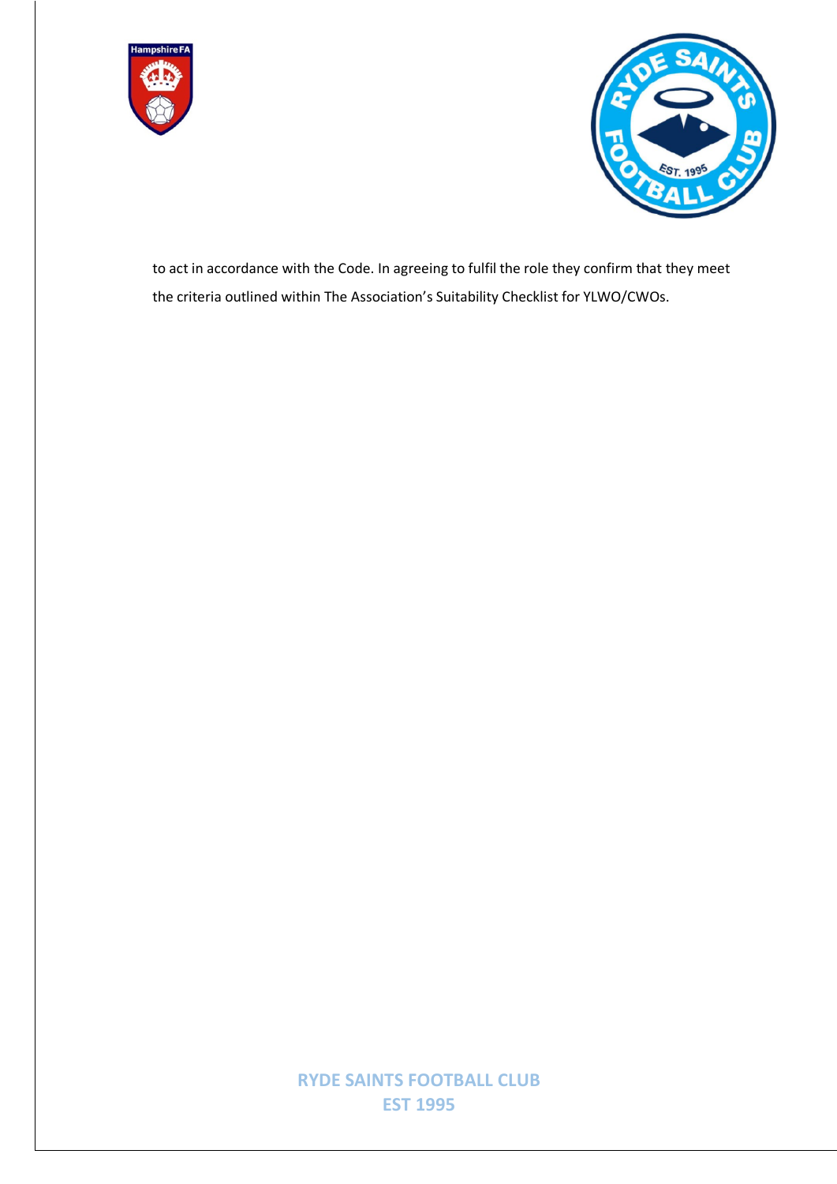to act in accordance with the Code. In agreeing to fulfil the role they confirm that they meet the criteria outlined within The Association's Suitability Checklist for YLWO/CWOs.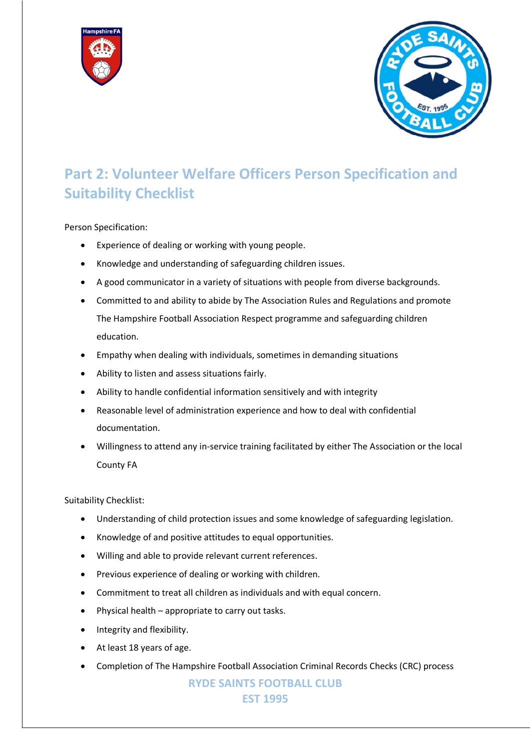## Part 2: Volunteer Welfare Officers Person Specification and Suitability Checklist

Person Specification:

- Experience of dealing or working with young people.
- Knowledge and understanding of safeguarding children issues.
- A good communicator in a variety of situations with people from diverse backgrounds.
- Committed to and ability to abide by The Association Rules and Regulations and promote The Hampshire Football Association Respect programme and safeguarding children education.
- Empathy when dealing with individuals, sometimes in demanding situations
- Ability to listen and assess situations fairly.
- Ability to handle confidential information sensitively and with integrity
- Reasonable level of administration experience and how to deal with confidential documentation.
- Willingness to attend any in-service training facilitated by either The Association or the local County FA

Suitability Checklist:

- Understanding of child protection issues and some knowledge of safeguarding legislation.
- Knowledge of and positive attitudes to equal opportunities.
- Willing and able to provide relevant current references.
- Previous experience of dealing or working with children.
- Commitment to treat all children as individuals and with equal concern.
- Physical health – appropriate to carry out tasks.
- Integrity and flexibility.
- At least 18 years of age.
- Completion of The Hampshire Football Association Criminal Records Checks (CRC) process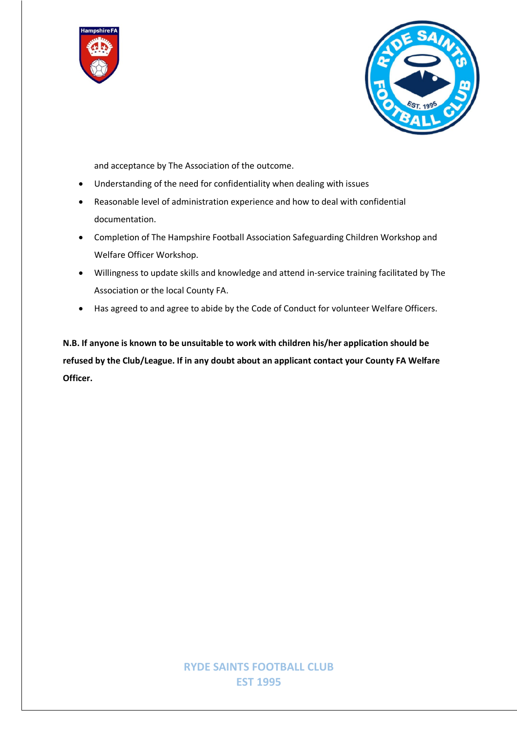and acceptance by The Association of the outcome.

- Understanding of the need for confidentiality when dealing with issues
- Reasonable level of administration experience and how to deal with confidential documentation.
- Completion of The Hampshire Football Association Safeguarding Children Workshop and Welfare Officer Workshop.
- Willingness to update skills and knowledge and attend in-service training facilitated by The Association or the local County FA.
- Has agreed to and agree to abide by the Code of Conduct for volunteer Welfare Officers.

**N.B. If anyone is known to be unsuitable to work with children his/her application should be refused by the Club/League. If in any doubt about an applicant contact your County FA Welfare Officer.**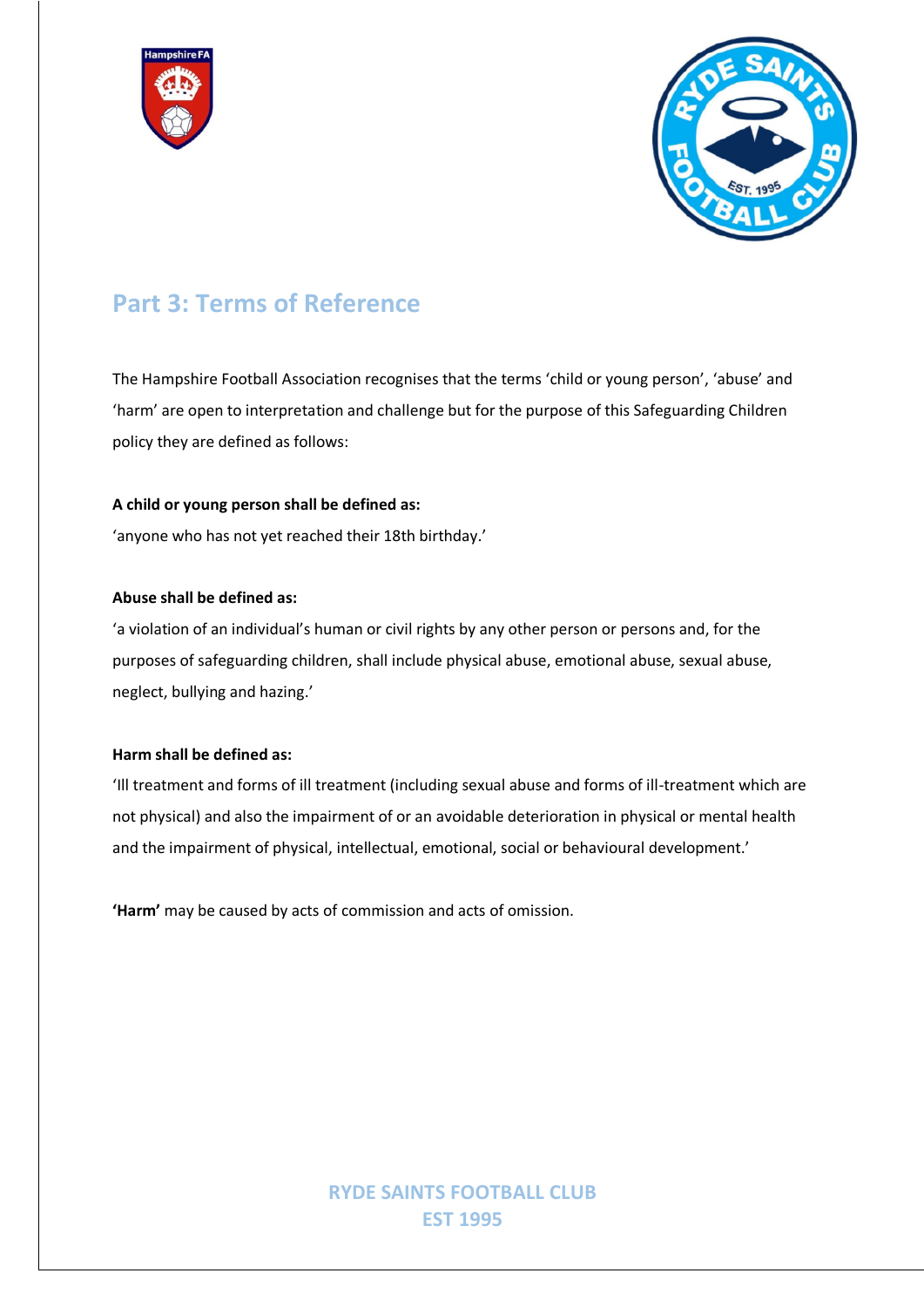## Part 3: Terms of Reference

The Hampshire Football Association recognises that the terms 'child or young person', 'abuse' and 'harm' are open to interpretation and challenge but for the purpose of this Safeguarding Children policy they are defined as follows:

**A child or young person shall be defined as:**
'anyone who has not yet reached their 18th birthday.'

**Abuse shall be defined as:**
'a violation of an individual's human or civil rights by any other person or persons and, for the purposes of safeguarding children, shall include physical abuse, emotional abuse, sexual abuse, neglect, bullying and hazing.'

**Harm shall be defined as:**
'Ill treatment and forms of ill treatment (including sexual abuse and forms of ill-treatment which are not physical) and also the impairment of or an avoidable deterioration in physical or mental health and the impairment of physical, intellectual, emotional, social or behavioural development.'

**'Harm'** may be caused by acts of commission and acts of omission.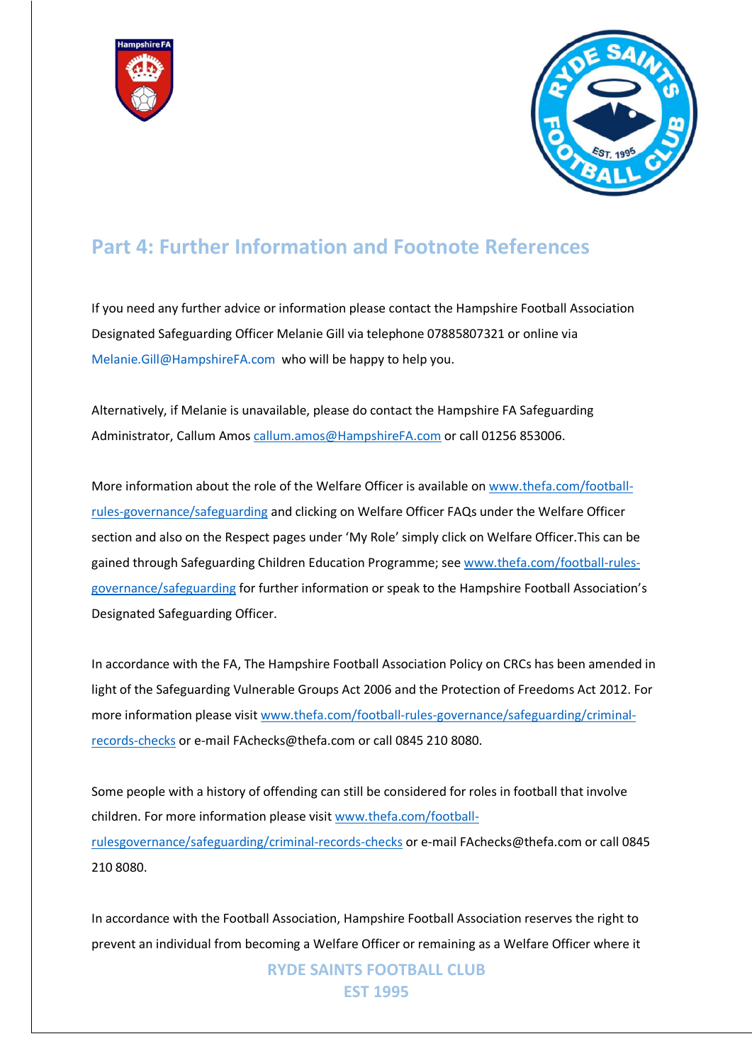## Part 4: Further Information and Footnote References

If you need any further advice or information please contact the Hampshire Football Association Designated Safeguarding Officer Melanie Gill via telephone 07885807321 or online via Melanie.Gill@HampshireFA.com who will be happy to help you.

Alternatively, if Melanie is unavailable, please do contact the Hampshire FA Safeguarding Administrator, Callum Amos callum.amos@HampshireFA.com or call 01256 853006.

More information about the role of the Welfare Officer is available on www.thefa.com/football-rules-governance/safeguarding and clicking on Welfare Officer FAQs under the Welfare Officer section and also on the Respect pages under 'My Role' simply click on Welfare Officer.This can be gained through Safeguarding Children Education Programme; see www.thefa.com/football-rules-governance/safeguarding for further information or speak to the Hampshire Football Association's Designated Safeguarding Officer.

In accordance with the FA, The Hampshire Football Association Policy on CRCs has been amended in light of the Safeguarding Vulnerable Groups Act 2006 and the Protection of Freedoms Act 2012. For more information please visit www.thefa.com/football-rules-governance/safeguarding/criminal-records-checks or e-mail FAchecks@thefa.com or call 0845 210 8080.

Some people with a history of offending can still be considered for roles in football that involve children. For more information please visit www.thefa.com/football-rulesgovernance/safeguarding/criminal-records-checks or e-mail FAchecks@thefa.com or call 0845 210 8080.

In accordance with the Football Association, Hampshire Football Association reserves the right to prevent an individual from becoming a Welfare Officer or remaining as a Welfare Officer where it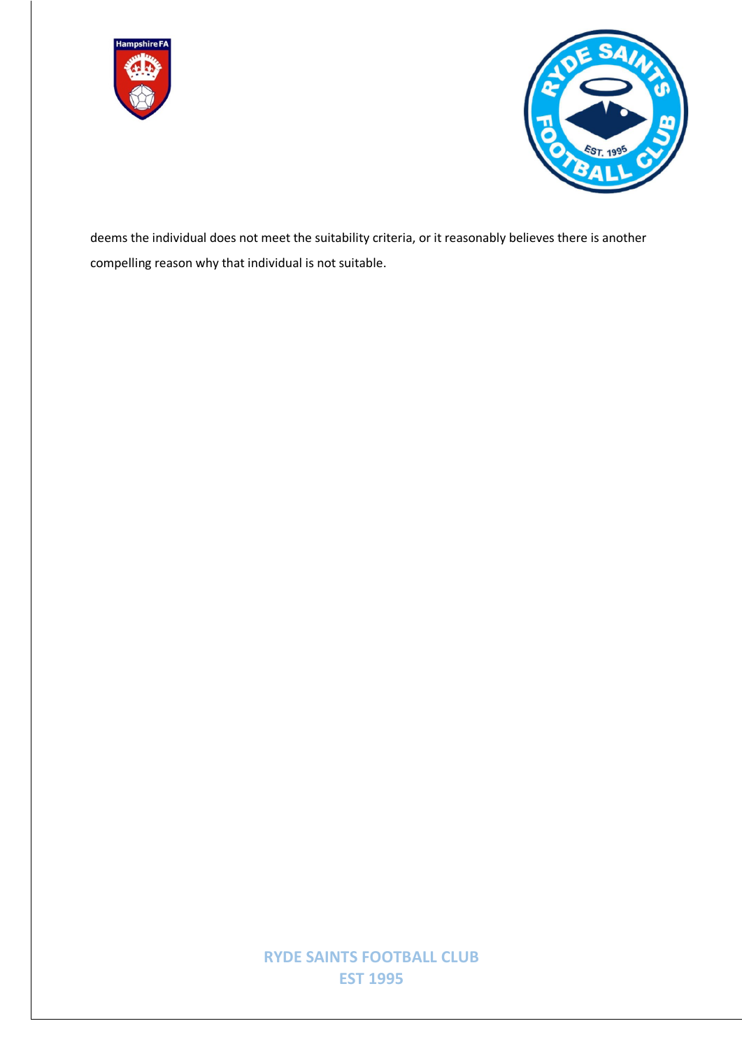deems the individual does not meet the suitability criteria, or it reasonably believes there is another compelling reason why that individual is not suitable.